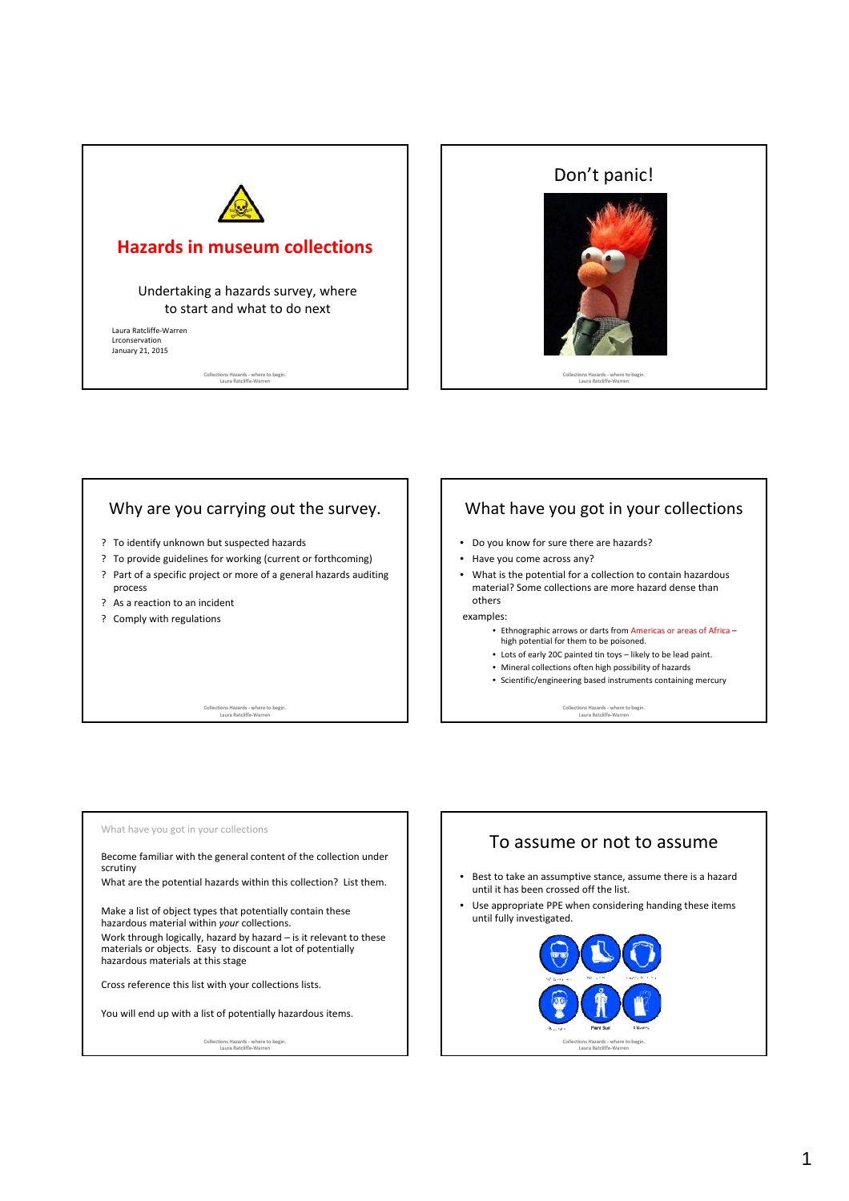# Hazards in museum collections

Undertaking a hazards survey, where to start and what to do next

Laura Ratcliffe-Warren
Lrconservation
January 21, 2015

## Don't panic!

## Why are you carrying out the survey.

- ? To identify unknown but suspected hazards
- ? To provide guidelines for working (current or forthcoming)
- ? Part of a specific project or more of a general hazards auditing process
- ? As a reaction to an incident
- ? Comply with regulations

## What have you got in your collections

- Do you know for sure there are hazards?
- Have you come across any?
- What is the potential for a collection to contain hazardous material? Some collections are more hazard dense than others

examples:

- Ethnographic arrows or darts from Americas or areas of Africa – high potential for them to be poisoned.
- Lots of early 20C painted tin toys – likely to be lead paint.
- Mineral collections often high possibility of hazards
- Scientific/engineering based instruments containing mercury

What have you got in your collections

Become familiar with the general content of the collection under scrutiny

What are the potential hazards within this collection? List them.

Make a list of object types that potentially contain these hazardous material within *your* collections.

Work through logically, hazard by hazard – is it relevant to these materials or objects. Easy to discount a lot of potentially hazardous materials at this stage

Cross reference this list with your collections lists.

You will end up with a list of potentially hazardous items.

## To assume or not to assume

- Best to take an assumptive stance, assume there is a hazard until it has been crossed off the list.
- Use appropriate PPE when considering handing these items until fully investigated.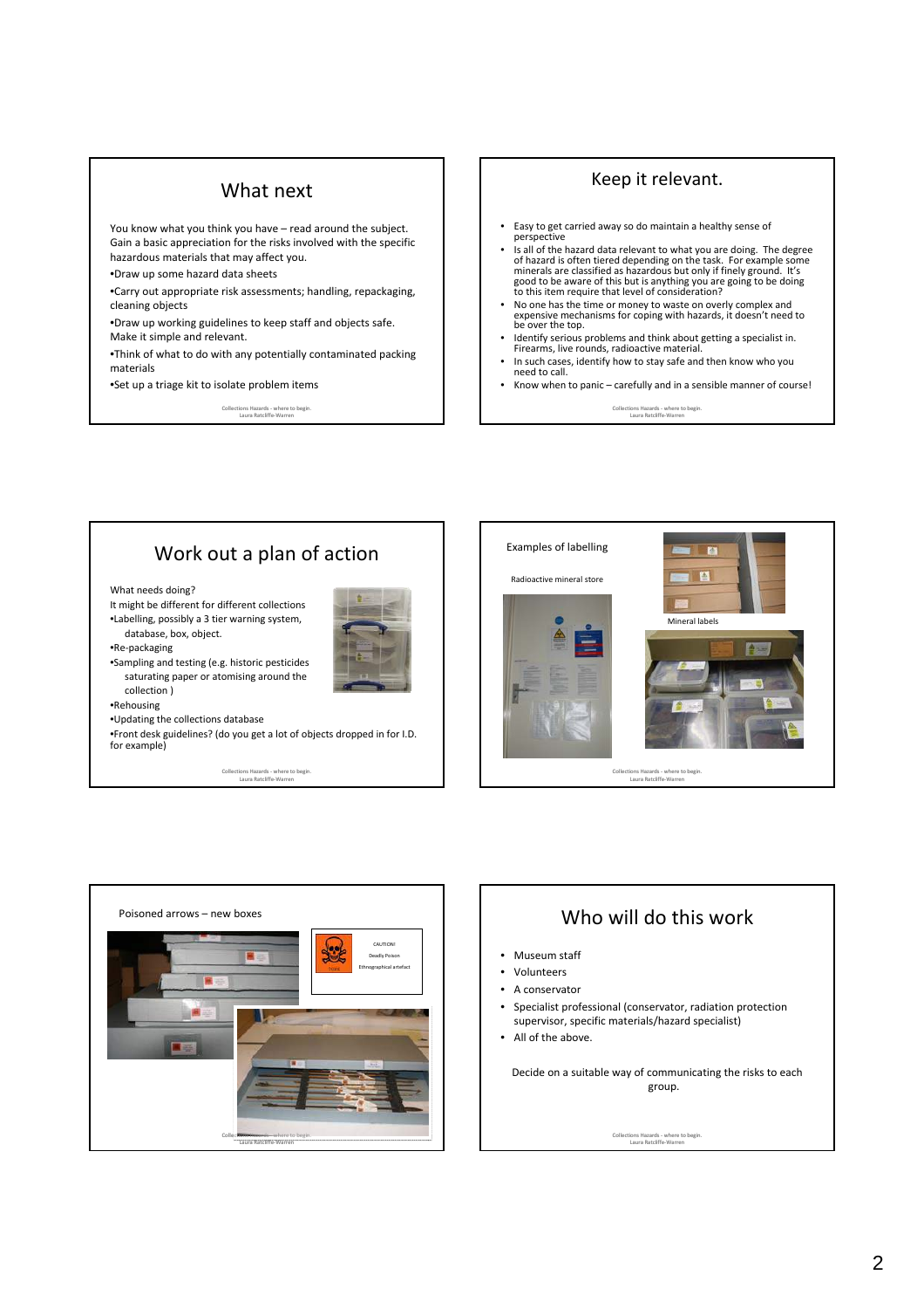## What next

You know what you think you have – read around the subject. Gain a basic appreciation for the risks involved with the specific hazardous materials that may affect you.

- Draw up some hazard data sheets
- Carry out appropriate risk assessments; handling, repackaging, cleaning objects
- Draw up working guidelines to keep staff and objects safe. Make it simple and relevant.
- Think of what to do with any potentially contaminated packing materials
- Set up a triage kit to isolate problem items

## Keep it relevant.

- Easy to get carried away so do maintain a healthy sense of perspective
- Is all of the hazard data relevant to what you are doing. The degree of hazard is often tiered depending on the task. For example some minerals are classified as hazardous but only if finely ground. It's good to be aware of this but is anything you are going to be doing to this item require that level of consideration?
- No one has the time or money to waste on overly complex and expensive mechanisms for coping with hazards, it doesn't need to be over the top.
- Identify serious problems and think about getting a specialist in. Firearms, live rounds, radioactive material.
- In such cases, identify how to stay safe and then know who you need to call.
- Know when to panic – carefully and in a sensible manner of course!

## Work out a plan of action

What needs doing?

It might be different for different collections

- Labelling, possibly a 3 tier warning system, database, box, object.
- Re-packaging
- Sampling and testing (e.g. historic pesticides saturating paper or atomising around the collection )
- Rehousing
- Updating the collections database
- Front desk guidelines? (do you get a lot of objects dropped in for I.D. for example)

## Examples of labelling

Radioactive mineral store

Mineral labels

## Poisoned arrows – new boxes

CAUTION!
Deadly Poison
Ethnographical artefact

## Who will do this work

- Museum staff
- Volunteers
- A conservator
- Specialist professional (conservator, radiation protection supervisor, specific materials/hazard specialist)
- All of the above.

Decide on a suitable way of communicating the risks to each group.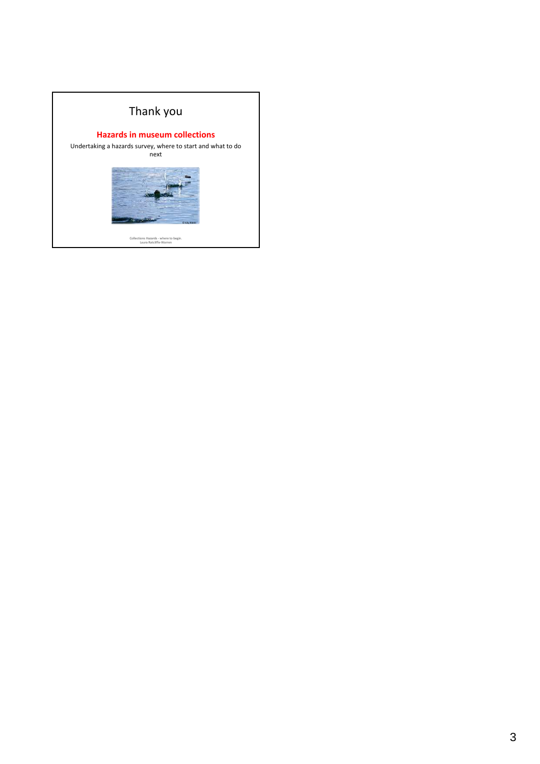# Thank you

**Hazards in museum collections**

Undertaking a hazards survey, where to start and what to do next

© Lily Ratele

Collections Hazards - where to begin.
Laura Ratcliffe-Warren